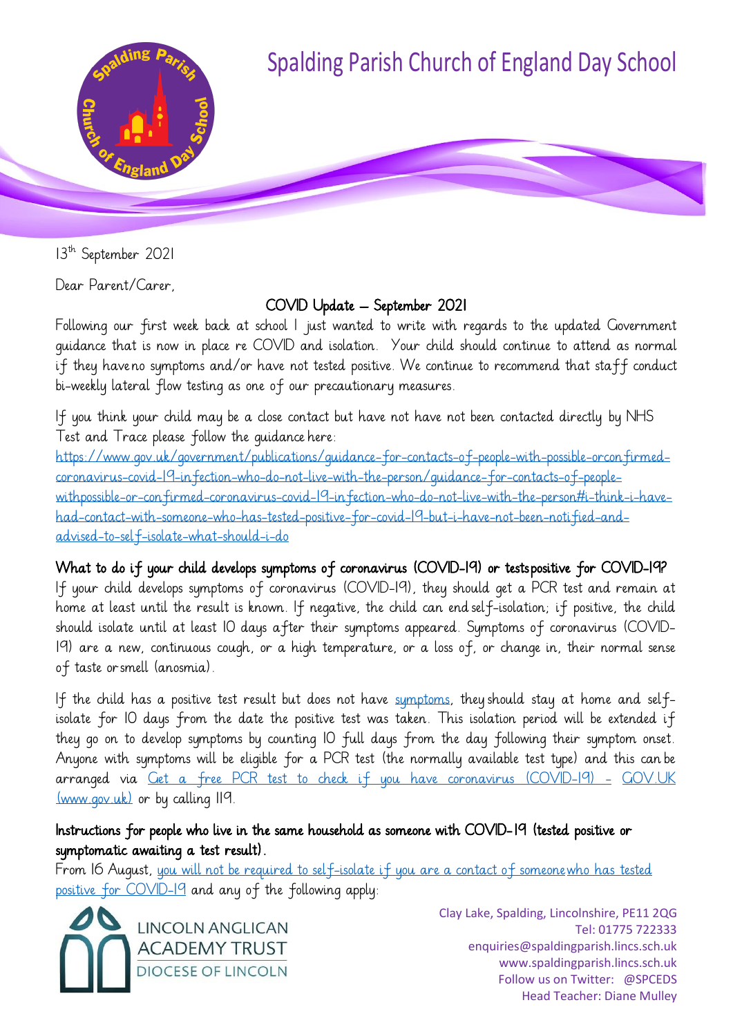# Spalding Parish Church of England Day School

13th September 2021

Dear Parent/Carer,

## COVID Update – September 2021

Following our first week back at school I just wanted to write with regards to the updated Government guidance that is now in place re COVID and isolation. Your child should continue to attend as normal if they have no symptoms and/or have not tested positive. We continue to recommend that staff conduct bi-weekly lateral flow testing as one of our precautionary measures.

If you think your child may be a close contact but have not have not been contacted directly by NHS Test and Trace please follow the guidance here: [https://www.gov.uk/government/publications/guidance-for-contacts-of-people-with-possible-orconfirmed-coronavirus-covid-19-infection-who-do-not-live-with-the-person/guidance-for-contacts-of-people-withpossible-or-confirmed-coronavirus-covid-19-infection-who-do-not-live-with-the-person#i-think-i-have-had-contact-with-someone-who-has-tested-positive-for-covid-19-but-i-have-not-been-notified-and-advised-to-self-isolate-what-should-i-do](https://www.gov.uk/government/publications/guidance-for-contacts-of-people-with-possible-orconfirmed-coronavirus-covid-19-infection-who-do-not-live-with-the-person/guidance-for-contacts-of-people-withpossible-or-confirmed-coronavirus-covid-19-infection-who-do-not-live-with-the-person#i-think-i-have-had-contact-with-someone-who-has-tested-positive-for-covid-19-but-i-have-not-been-notified-and-advised-to-self-isolate-what-should-i-do)

### What to do if your child develops symptoms of coronavirus (COVID-19) or tests positive for COVID-19?

If your child develops symptoms of coronavirus (COVID-19), they should get a PCR test and remain at home at least until the result is known. If negative, the child can end self-isolation; if positive, the child should isolate until at least 10 days after their symptoms appeared. Symptoms of coronavirus (COVID-19) are a new, continuous cough, or a high temperature, or a loss of, or change in, their normal sense of taste or smell (anosmia).

If the child has a positive test result but does not have [symptoms](), they should stay at home and self-isolate for 10 days from the date the positive test was taken. This isolation period will be extended if they go on to develop symptoms by counting 10 full days from the day following their symptom onset. Anyone with symptoms will be eligible for a PCR test (the normally available test type) and this can be arranged via [Get a free PCR test to check if you have coronavirus (COVID-19) - GOV.UK (www.gov.uk)]() or by calling 119.

### Instructions for people who live in the same household as someone with COVID-19 (tested positive or symptomatic awaiting a test result).

From 16 August, [you will not be required to self-isolate if you are a contact of someone who has tested positive for COVID-19]() and any of the following apply:

LINCOLN ANGLICAN ACADEMY TRUST
DIOCESE OF LINCOLN

Clay Lake, Spalding, Lincolnshire, PE11 2QG
Tel: 01775 722333
enquiries@spaldingparish.lincs.sch.uk
www.spaldingparish.lincs.sch.uk
Follow us on Twitter: @SPCEDS
Head Teacher: Diane Mulley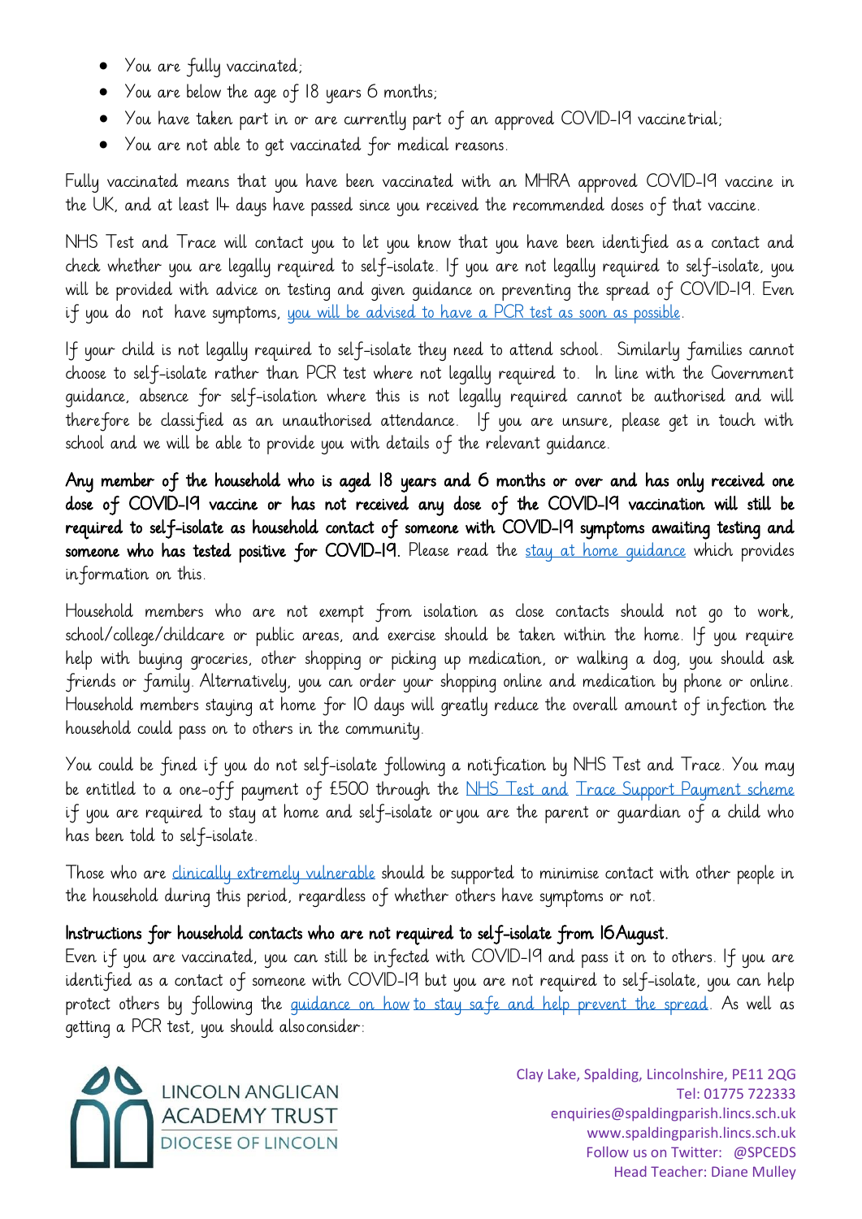- You are fully vaccinated;
- You are below the age of 18 years 6 months;
- You have taken part in or are currently part of an approved COVID-19 vaccine trial;
- You are not able to get vaccinated for medical reasons.

Fully vaccinated means that you have been vaccinated with an MHRA approved COVID-19 vaccine in the UK, and at least 14 days have passed since you received the recommended doses of that vaccine.

NHS Test and Trace will contact you to let you know that you have been identified as a contact and check whether you are legally required to self-isolate. If you are not legally required to self-isolate, you will be provided with advice on testing and given guidance on preventing the spread of COVID-19. Even if you do not have symptoms, you will be advised to have a PCR test as soon as possible.

If your child is not legally required to self-isolate they need to attend school. Similarly families cannot choose to self-isolate rather than PCR test where not legally required to. In line with the Government guidance, absence for self-isolation where this is not legally required cannot be authorised and will therefore be classified as an unauthorised attendance. If you are unsure, please get in touch with school and we will be able to provide you with details of the relevant guidance.

**Any member of the household who is aged 18 years and 6 months or over and has only received one dose of COVID-19 vaccine or has not received any dose of the COVID-19 vaccination will still be required to self-isolate as household contact of someone with COVID-19 symptoms awaiting testing and someone who has tested positive for COVID-19.** Please read the stay at home guidance which provides information on this.

Household members who are not exempt from isolation as close contacts should not go to work, school/college/childcare or public areas, and exercise should be taken within the home. If you require help with buying groceries, other shopping or picking up medication, or walking a dog, you should ask friends or family. Alternatively, you can order your shopping online and medication by phone or online. Household members staying at home for 10 days will greatly reduce the overall amount of infection the household could pass on to others in the community.

You could be fined if you do not self-isolate following a notification by NHS Test and Trace. You may be entitled to a one-off payment of £500 through the NHS Test and Trace Support Payment scheme if you are required to stay at home and self-isolate or you are the parent or guardian of a child who has been told to self-isolate.

Those who are clinically extremely vulnerable should be supported to minimise contact with other people in the household during this period, regardless of whether others have symptoms or not.

**Instructions for household contacts who are not required to self-isolate from 16 August.**

Even if you are vaccinated, you can still be infected with COVID-19 and pass it on to others. If you are identified as a contact of someone with COVID-19 but you are not required to self-isolate, you can help protect others by following the guidance on how to stay safe and help prevent the spread. As well as getting a PCR test, you should also consider:

LINCOLN ANGLICAN ACADEMY TRUST
DIOCESE OF LINCOLN

Clay Lake, Spalding, Lincolnshire, PE11 2QG
Tel: 01775 722333
enquiries@spaldingparish.lincs.sch.uk
www.spaldingparish.lincs.sch.uk
Follow us on Twitter: @SPCEDS
Head Teacher: Diane Mulley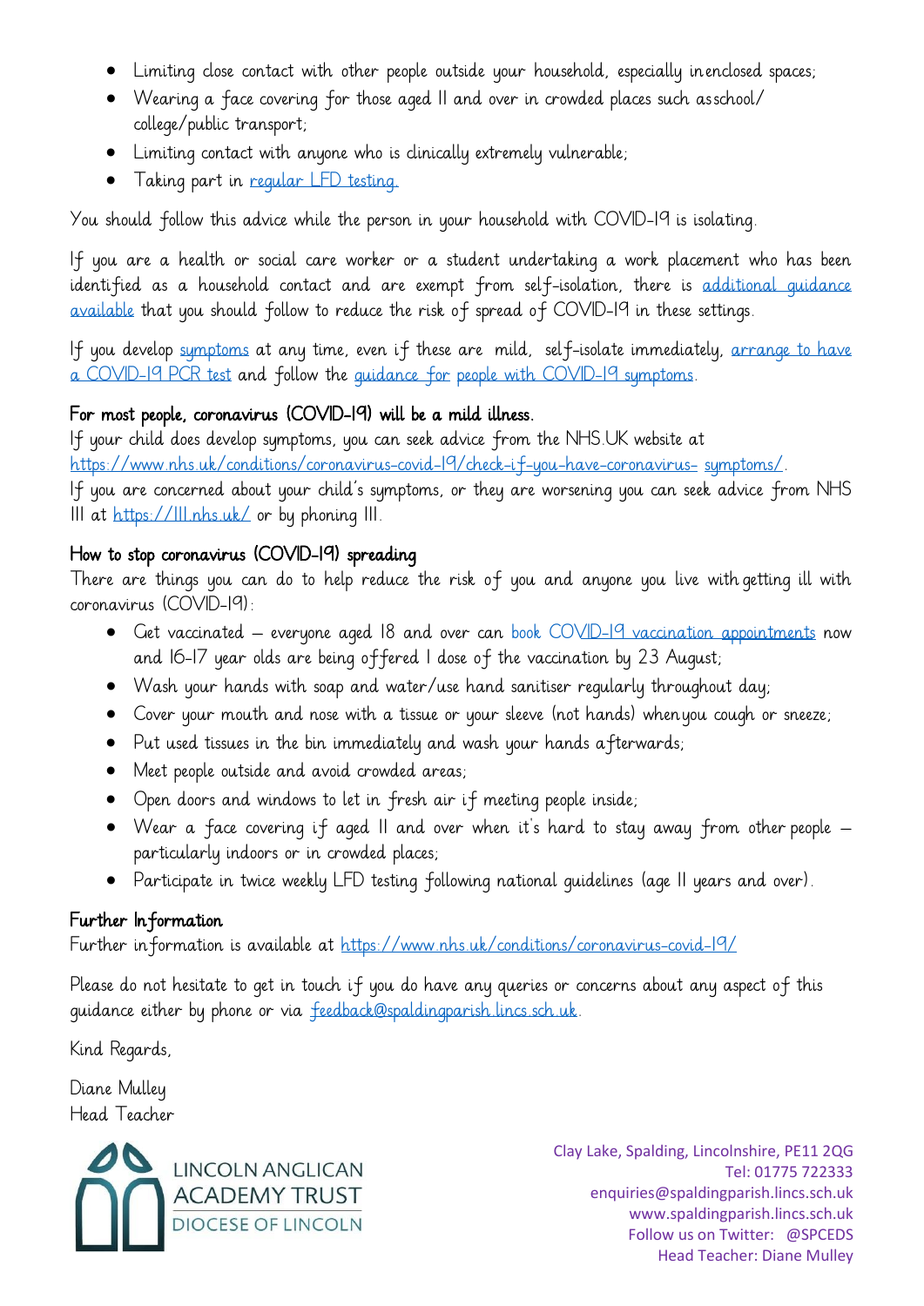- Limiting close contact with other people outside your household, especially in enclosed spaces;
- Wearing a face covering for those aged 11 and over in crowded places such as school/ college/public transport;
- Limiting contact with anyone who is clinically extremely vulnerable;
- Taking part in regular LFD testing.

You should follow this advice while the person in your household with COVID-19 is isolating.

If you are a health or social care worker or a student undertaking a work placement who has been identified as a household contact and are exempt from self-isolation, there is additional guidance available that you should follow to reduce the risk of spread of COVID-19 in these settings.

If you develop symptoms at any time, even if these are mild, self-isolate immediately, arrange to have a COVID-19 PCR test and follow the guidance for people with COVID-19 symptoms.

**For most people, coronavirus (COVID-19) will be a mild illness.**

If your child does develop symptoms, you can seek advice from the NHS.UK website at https://www.nhs.uk/conditions/coronavirus-covid-19/check-if-you-have-coronavirus- symptoms/.

If you are concerned about your child's symptoms, or they are worsening you can seek advice from NHS 111 at https://111.nhs.uk/ or by phoning 111.

**How to stop coronavirus (COVID-19) spreading**

There are things you can do to help reduce the risk of you and anyone you live with getting ill with coronavirus (COVID-19):

- Get vaccinated – everyone aged 18 and over can book COVID-19 vaccination appointments now and 16-17 year olds are being offered 1 dose of the vaccination by 23 August;
- Wash your hands with soap and water/use hand sanitiser regularly throughout day;
- Cover your mouth and nose with a tissue or your sleeve (not hands) when you cough or sneeze;
- Put used tissues in the bin immediately and wash your hands afterwards;
- Meet people outside and avoid crowded areas;
- Open doors and windows to let in fresh air if meeting people inside;
- Wear a face covering if aged 11 and over when it's hard to stay away from other people – particularly indoors or in crowded places;
- Participate in twice weekly LFD testing following national guidelines (age 11 years and over).

**Further Information**

Further information is available at https://www.nhs.uk/conditions/coronavirus-covid-19/

Please do not hesitate to get in touch if you do have any queries or concerns about any aspect of this guidance either by phone or via feedback@spaldingparish.lincs.sch.uk.

Kind Regards,

Diane Mulley
Head Teacher

LINCOLN ANGLICAN ACADEMY TRUST
DIOCESE OF LINCOLN

Clay Lake, Spalding, Lincolnshire, PE11 2QG
Tel: 01775 722333
enquiries@spaldingparish.lincs.sch.uk
www.spaldingparish.lincs.sch.uk
Follow us on Twitter: @SPCEDS
Head Teacher: Diane Mulley